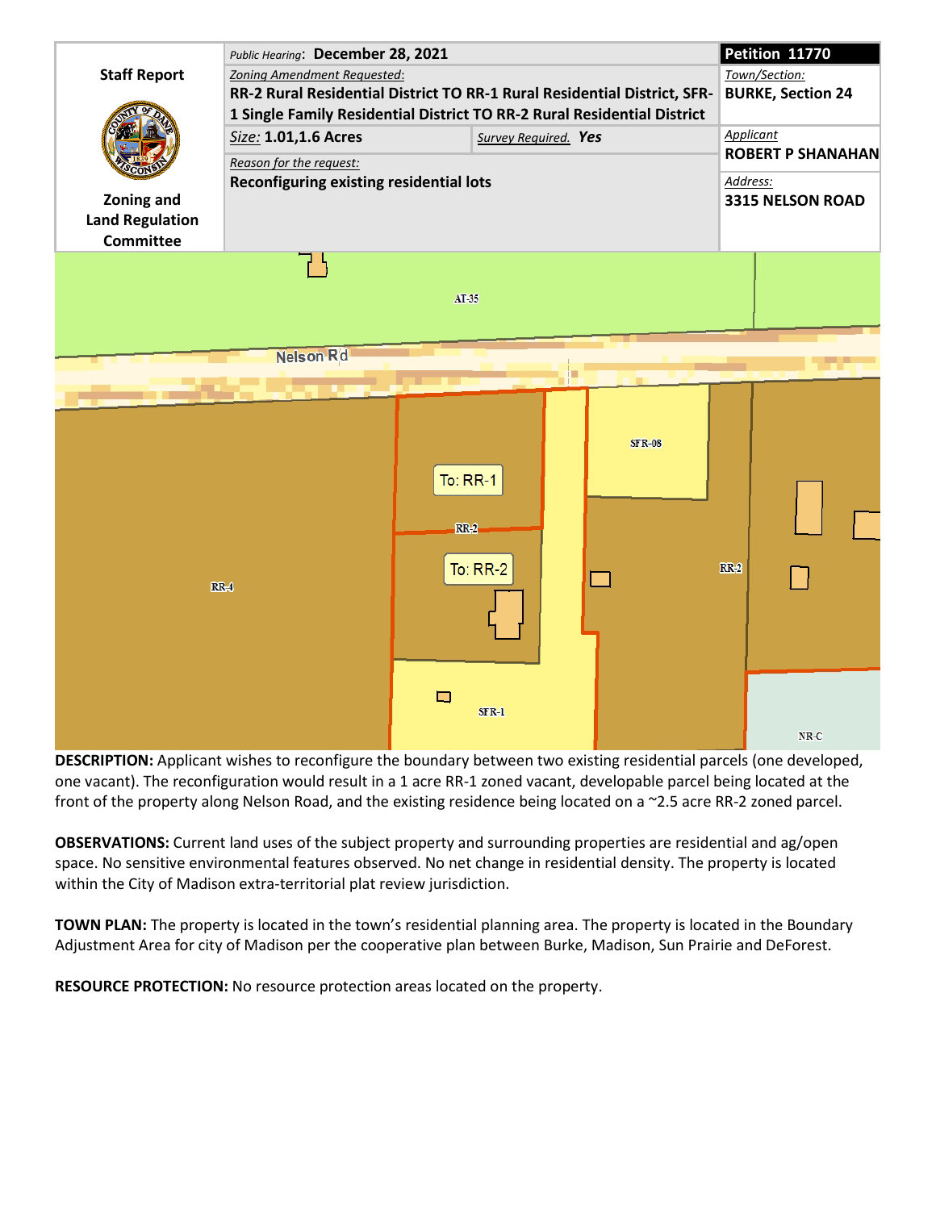| | | |
|---|---|---|
| **Staff Report** | *Public Hearing*: **December 28, 2021** | **Petition 11770** |
| **Zoning and Land Regulation Committee** | *Zoning Amendment Requested*: **RR-2 Rural Residential District TO RR-1 Rural Residential District, SFR-1 Single Family Residential District TO RR-2 Rural Residential District** | *Town/Section:* **BURKE, Section 24** |
| | *Size:* **1.01,1.6 Acres** — *Survey Required.* **Yes** | *Applicant* **ROBERT P SHANAHAN** |
| | *Reason for the request:* **Reconfiguring existing residential lots** | *Address:* **3315 NELSON ROAD** |

AT-35

Nelson Rd

SFR-08

To: RR-1

RR-2

To: RR-2

RR-4

RR-2

SFR-1

NR-C

**DESCRIPTION:** Applicant wishes to reconfigure the boundary between two existing residential parcels (one developed, one vacant). The reconfiguration would result in a 1 acre RR-1 zoned vacant, developable parcel being located at the front of the property along Nelson Road, and the existing residence being located on a ~2.5 acre RR-2 zoned parcel.

**OBSERVATIONS:** Current land uses of the subject property and surrounding properties are residential and ag/open space. No sensitive environmental features observed. No net change in residential density. The property is located within the City of Madison extra-territorial plat review jurisdiction.

**TOWN PLAN:** The property is located in the town's residential planning area. The property is located in the Boundary Adjustment Area for city of Madison per the cooperative plan between Burke, Madison, Sun Prairie and DeForest.

**RESOURCE PROTECTION:** No resource protection areas located on the property.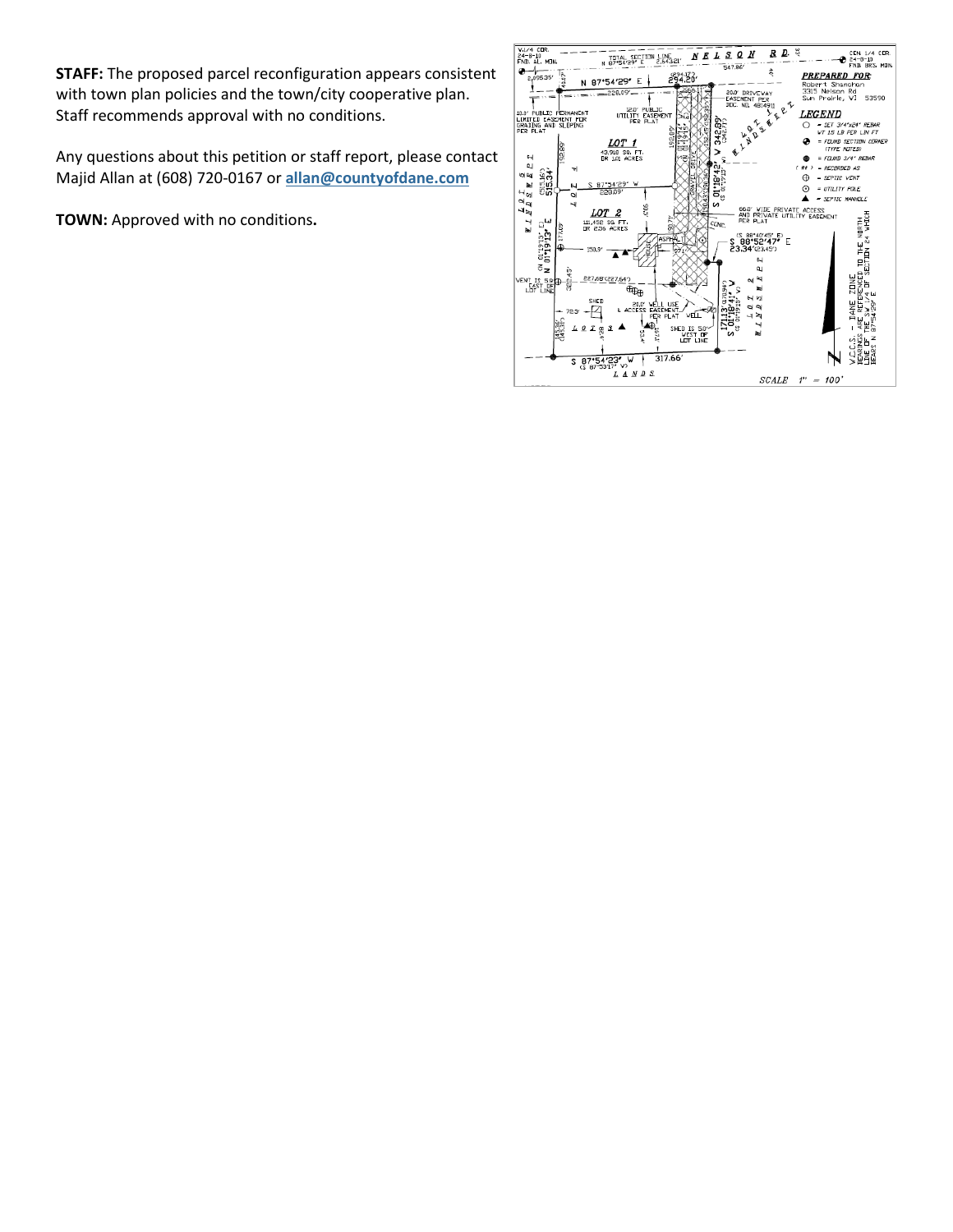**STAFF:** The proposed parcel reconfiguration appears consistent with town plan policies and the town/city cooperative plan. Staff recommends approval with no conditions.

Any questions about this petition or staff report, please contact Majid Allan at (608) 720-0167 or **allan@countyofdane.com**

**TOWN:** Approved with no conditions**.**